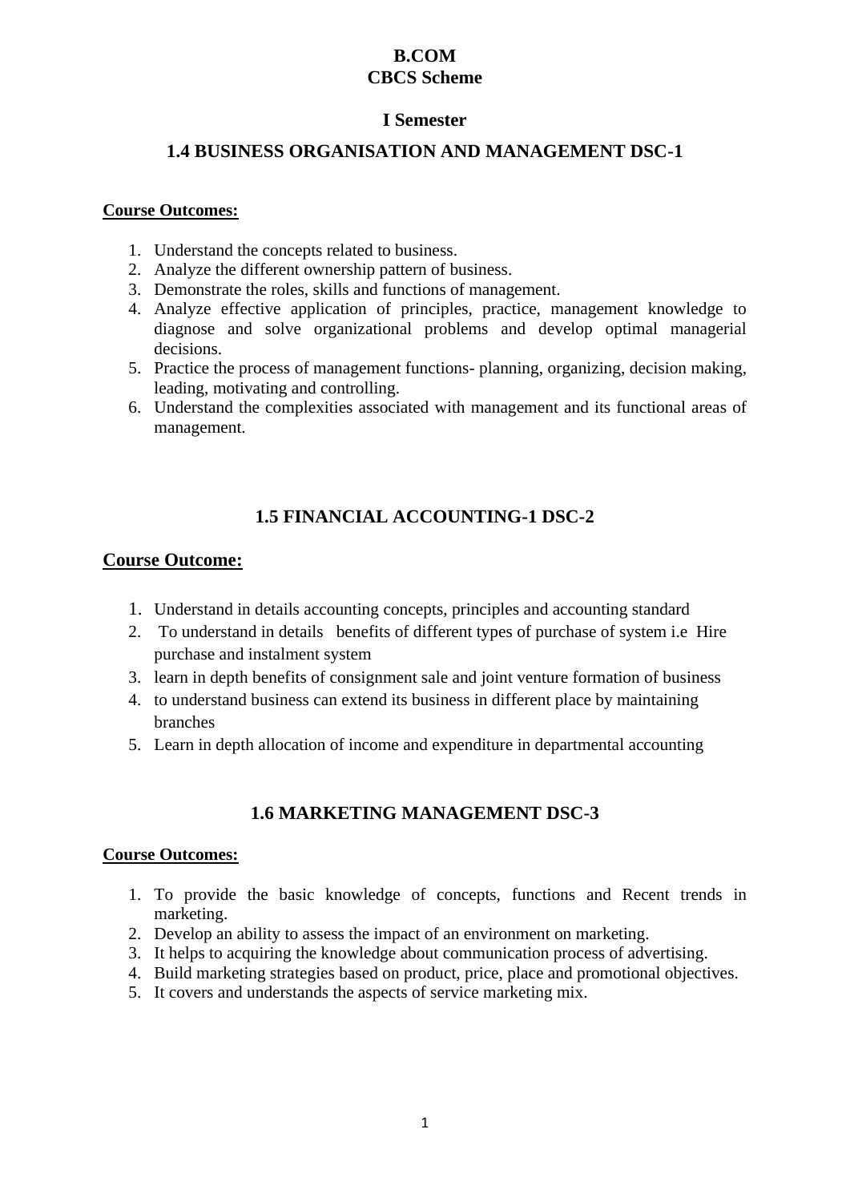# B.COM
# CBCS Scheme

## I Semester

## 1.4 BUSINESS ORGANISATION AND MANAGEMENT DSC-1

**Course Outcomes:**

1. Understand the concepts related to business.
2. Analyze the different ownership pattern of business.
3. Demonstrate the roles, skills and functions of management.
4. Analyze effective application of principles, practice, management knowledge to diagnose and solve organizational problems and develop optimal managerial decisions.
5. Practice the process of management functions- planning, organizing, decision making, leading, motivating and controlling.
6. Understand the complexities associated with management and its functional areas of management.

## 1.5 FINANCIAL ACCOUNTING-1 DSC-2

**Course Outcome:**

1. Understand in details accounting concepts, principles and accounting standard
2. To understand in details benefits of different types of purchase of system i.e Hire purchase and instalment system
3. learn in depth benefits of consignment sale and joint venture formation of business
4. to understand business can extend its business in different place by maintaining branches
5. Learn in depth allocation of income and expenditure in departmental accounting

## 1.6 MARKETING MANAGEMENT DSC-3

**Course Outcomes:**

1. To provide the basic knowledge of concepts, functions and Recent trends in marketing.
2. Develop an ability to assess the impact of an environment on marketing.
3. It helps to acquiring the knowledge about communication process of advertising.
4. Build marketing strategies based on product, price, place and promotional objectives.
5. It covers and understands the aspects of service marketing mix.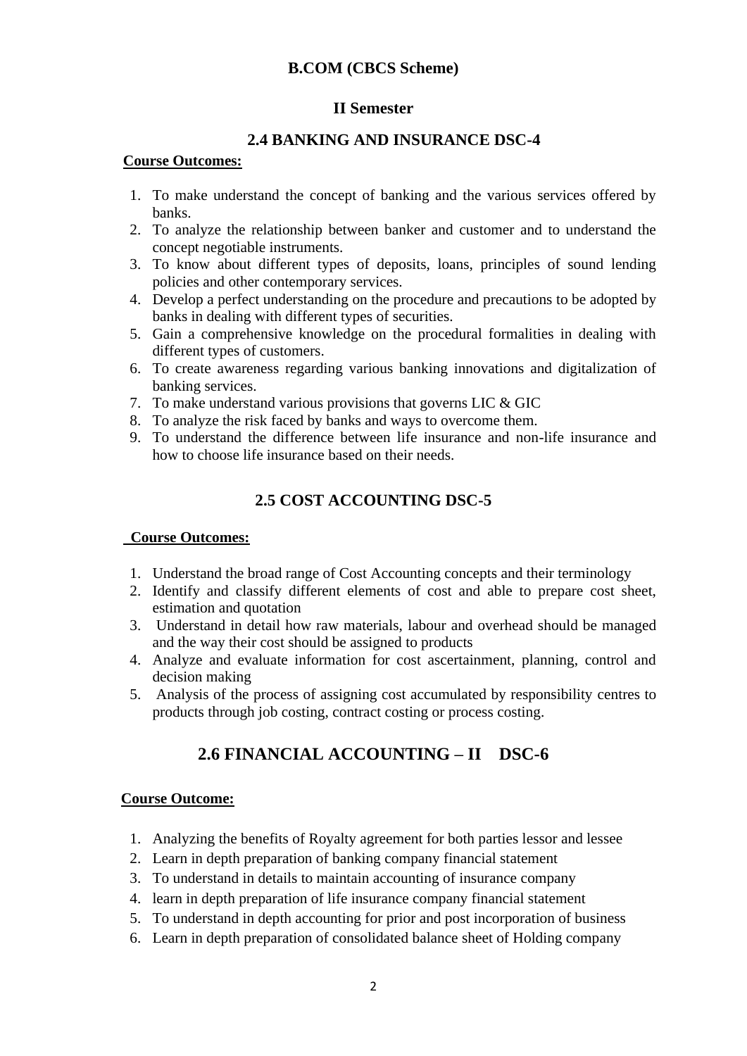## B.COM (CBCS Scheme)

### II Semester

### 2.4 BANKING AND INSURANCE DSC-4

**Course Outcomes:**

1. To make understand the concept of banking and the various services offered by banks.
2. To analyze the relationship between banker and customer and to understand the concept negotiable instruments.
3. To know about different types of deposits, loans, principles of sound lending policies and other contemporary services.
4. Develop a perfect understanding on the procedure and precautions to be adopted by banks in dealing with different types of securities.
5. Gain a comprehensive knowledge on the procedural formalities in dealing with different types of customers.
6. To create awareness regarding various banking innovations and digitalization of banking services.
7. To make understand various provisions that governs LIC & GIC
8. To analyze the risk faced by banks and ways to overcome them.
9. To understand the difference between life insurance and non-life insurance and how to choose life insurance based on their needs.

### 2.5 COST ACCOUNTING DSC-5

**Course Outcomes:**

1. Understand the broad range of Cost Accounting concepts and their terminology
2. Identify and classify different elements of cost and able to prepare cost sheet, estimation and quotation
3. Understand in detail how raw materials, labour and overhead should be managed and the way their cost should be assigned to products
4. Analyze and evaluate information for cost ascertainment, planning, control and decision making
5. Analysis of the process of assigning cost accumulated by responsibility centres to products through job costing, contract costing or process costing.

### 2.6 FINANCIAL ACCOUNTING – II DSC-6

**Course Outcome:**

1. Analyzing the benefits of Royalty agreement for both parties lessor and lessee
2. Learn in depth preparation of banking company financial statement
3. To understand in details to maintain accounting of insurance company
4. learn in depth preparation of life insurance company financial statement
5. To understand in depth accounting for prior and post incorporation of business
6. Learn in depth preparation of consolidated balance sheet of Holding company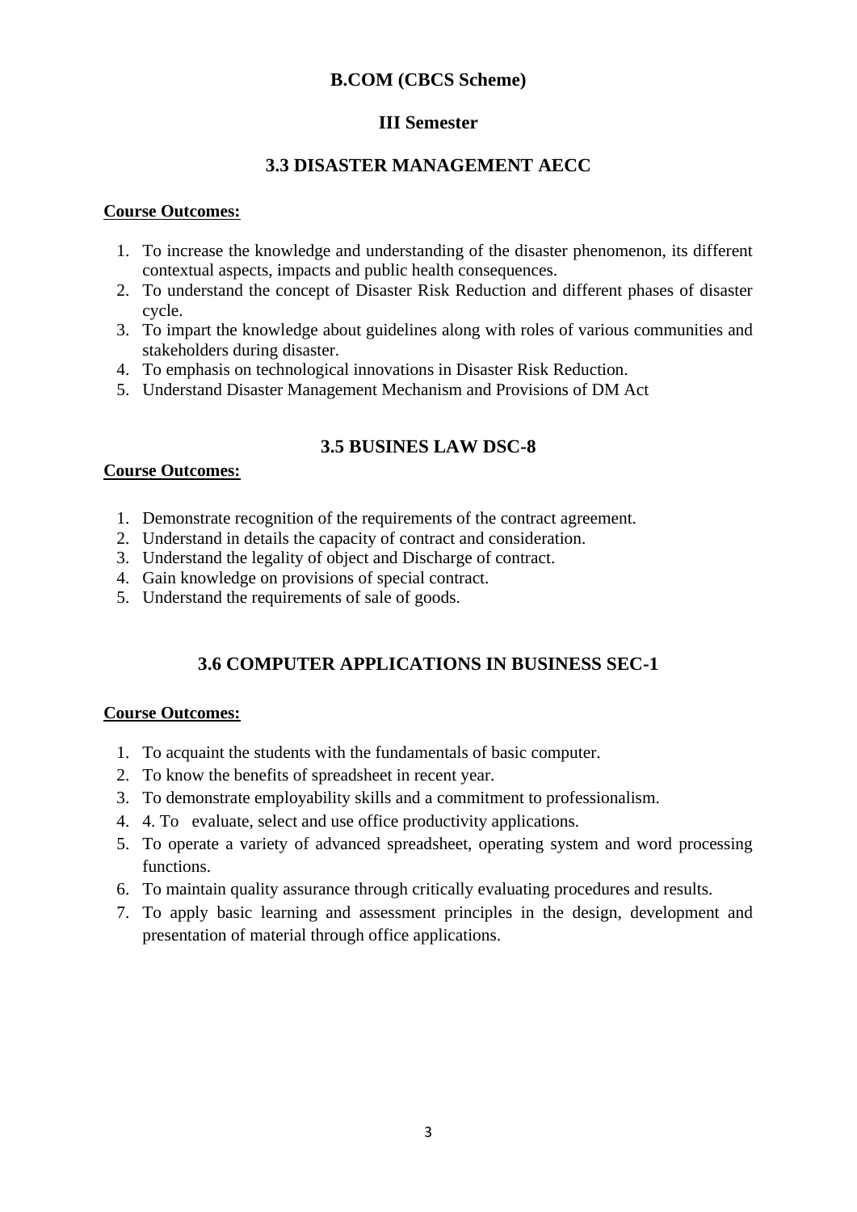**B.COM (CBCS Scheme)**

**III Semester**

## 3.3 DISASTER MANAGEMENT AECC

**Course Outcomes:**

1. To increase the knowledge and understanding of the disaster phenomenon, its different contextual aspects, impacts and public health consequences.
2. To understand the concept of Disaster Risk Reduction and different phases of disaster cycle.
3. To impart the knowledge about guidelines along with roles of various communities and stakeholders during disaster.
4. To emphasis on technological innovations in Disaster Risk Reduction.
5. Understand Disaster Management Mechanism and Provisions of DM Act

## 3.5 BUSINES LAW DSC-8

**Course Outcomes:**

1. Demonstrate recognition of the requirements of the contract agreement.
2. Understand in details the capacity of contract and consideration.
3. Understand the legality of object and Discharge of contract.
4. Gain knowledge on provisions of special contract.
5. Understand the requirements of sale of goods.

## 3.6 COMPUTER APPLICATIONS IN BUSINESS SEC-1

**Course Outcomes:**

1. To acquaint the students with the fundamentals of basic computer.
2. To know the benefits of spreadsheet in recent year.
3. To demonstrate employability skills and a commitment to professionalism.
4. 4. To evaluate, select and use office productivity applications.
5. To operate a variety of advanced spreadsheet, operating system and word processing functions.
6. To maintain quality assurance through critically evaluating procedures and results.
7. To apply basic learning and assessment principles in the design, development and presentation of material through office applications.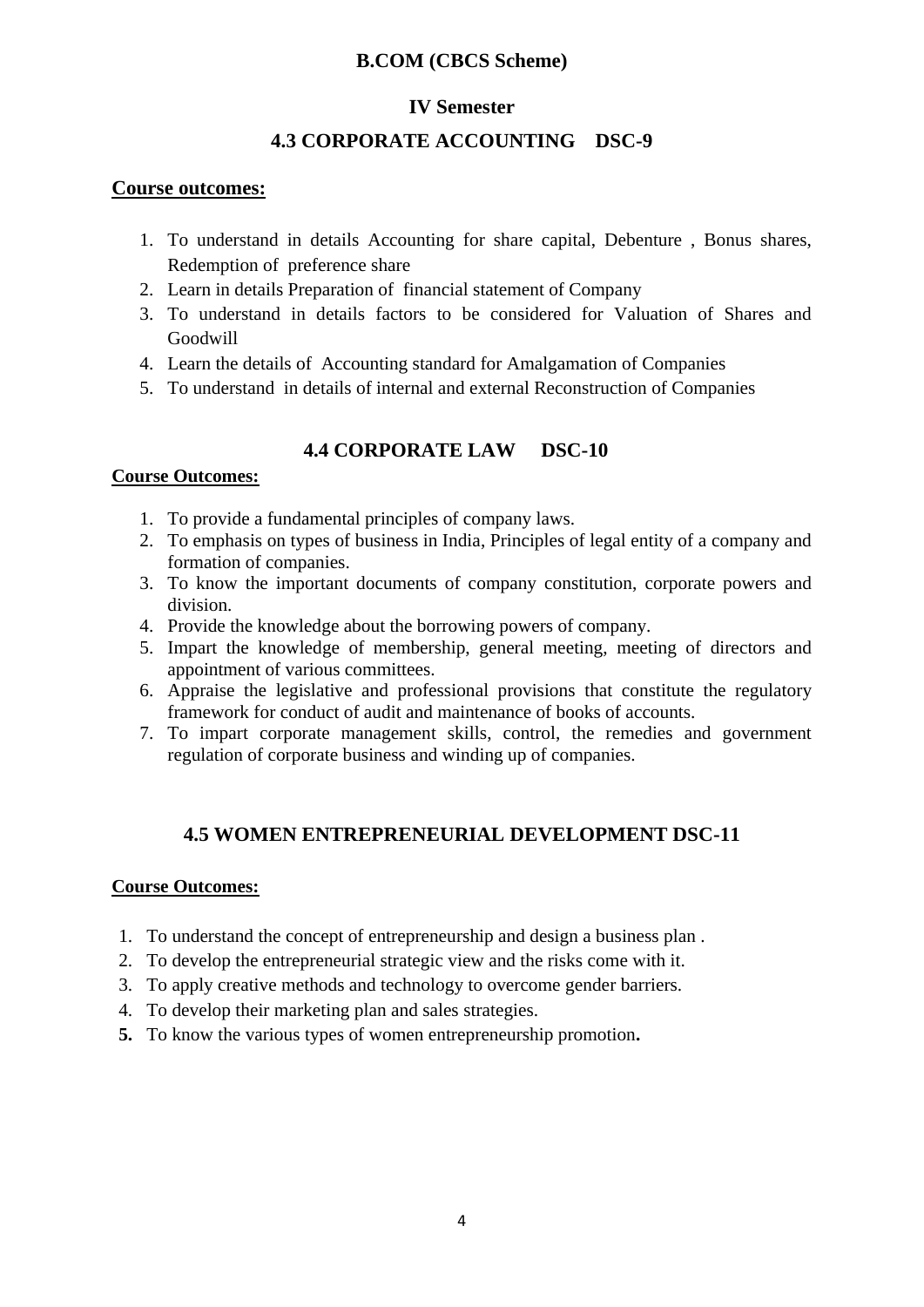## B.COM (CBCS Scheme)

### IV Semester

### 4.3 CORPORATE ACCOUNTING DSC-9

**Course outcomes:**

1. To understand in details Accounting for share capital, Debenture , Bonus shares, Redemption of preference share
2. Learn in details Preparation of financial statement of Company
3. To understand in details factors to be considered for Valuation of Shares and Goodwill
4. Learn the details of Accounting standard for Amalgamation of Companies
5. To understand in details of internal and external Reconstruction of Companies

### 4.4 CORPORATE LAW DSC-10

**Course Outcomes:**

1. To provide a fundamental principles of company laws.
2. To emphasis on types of business in India, Principles of legal entity of a company and formation of companies.
3. To know the important documents of company constitution, corporate powers and division.
4. Provide the knowledge about the borrowing powers of company.
5. Impart the knowledge of membership, general meeting, meeting of directors and appointment of various committees.
6. Appraise the legislative and professional provisions that constitute the regulatory framework for conduct of audit and maintenance of books of accounts.
7. To impart corporate management skills, control, the remedies and government regulation of corporate business and winding up of companies.

### 4.5 WOMEN ENTREPRENEURIAL DEVELOPMENT DSC-11

**Course Outcomes:**

1. To understand the concept of entrepreneurship and design a business plan .
2. To develop the entrepreneurial strategic view and the risks come with it.
3. To apply creative methods and technology to overcome gender barriers.
4. To develop their marketing plan and sales strategies.
5. To know the various types of women entrepreneurship promotion.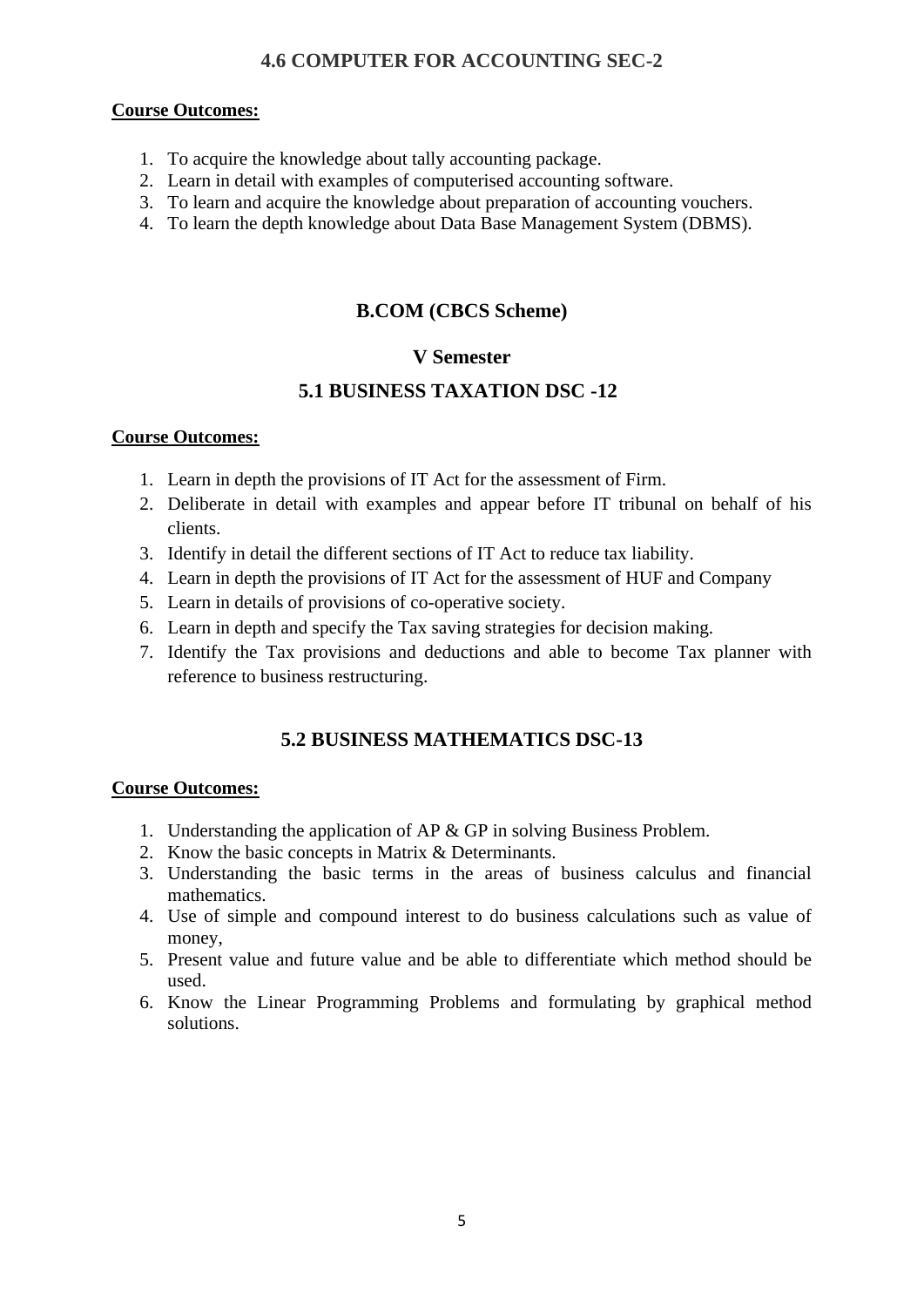## 4.6 COMPUTER FOR ACCOUNTING SEC-2

**Course Outcomes:**

1. To acquire the knowledge about tally accounting package.
2. Learn in detail with examples of computerised accounting software.
3. To learn and acquire the knowledge about preparation of accounting vouchers.
4. To learn the depth knowledge about Data Base Management System (DBMS).

# B.COM (CBCS Scheme)

## V Semester

## 5.1 BUSINESS TAXATION DSC -12

**Course Outcomes:**

1. Learn in depth the provisions of IT Act for the assessment of Firm.
2. Deliberate in detail with examples and appear before IT tribunal on behalf of his clients.
3. Identify in detail the different sections of IT Act to reduce tax liability.
4. Learn in depth the provisions of IT Act for the assessment of HUF and Company
5. Learn in details of provisions of co-operative society.
6. Learn in depth and specify the Tax saving strategies for decision making.
7. Identify the Tax provisions and deductions and able to become Tax planner with reference to business restructuring.

## 5.2 BUSINESS MATHEMATICS DSC-13

**Course Outcomes:**

1. Understanding the application of AP & GP in solving Business Problem.
2. Know the basic concepts in Matrix & Determinants.
3. Understanding the basic terms in the areas of business calculus and financial mathematics.
4. Use of simple and compound interest to do business calculations such as value of money,
5. Present value and future value and be able to differentiate which method should be used.
6. Know the Linear Programming Problems and formulating by graphical method solutions.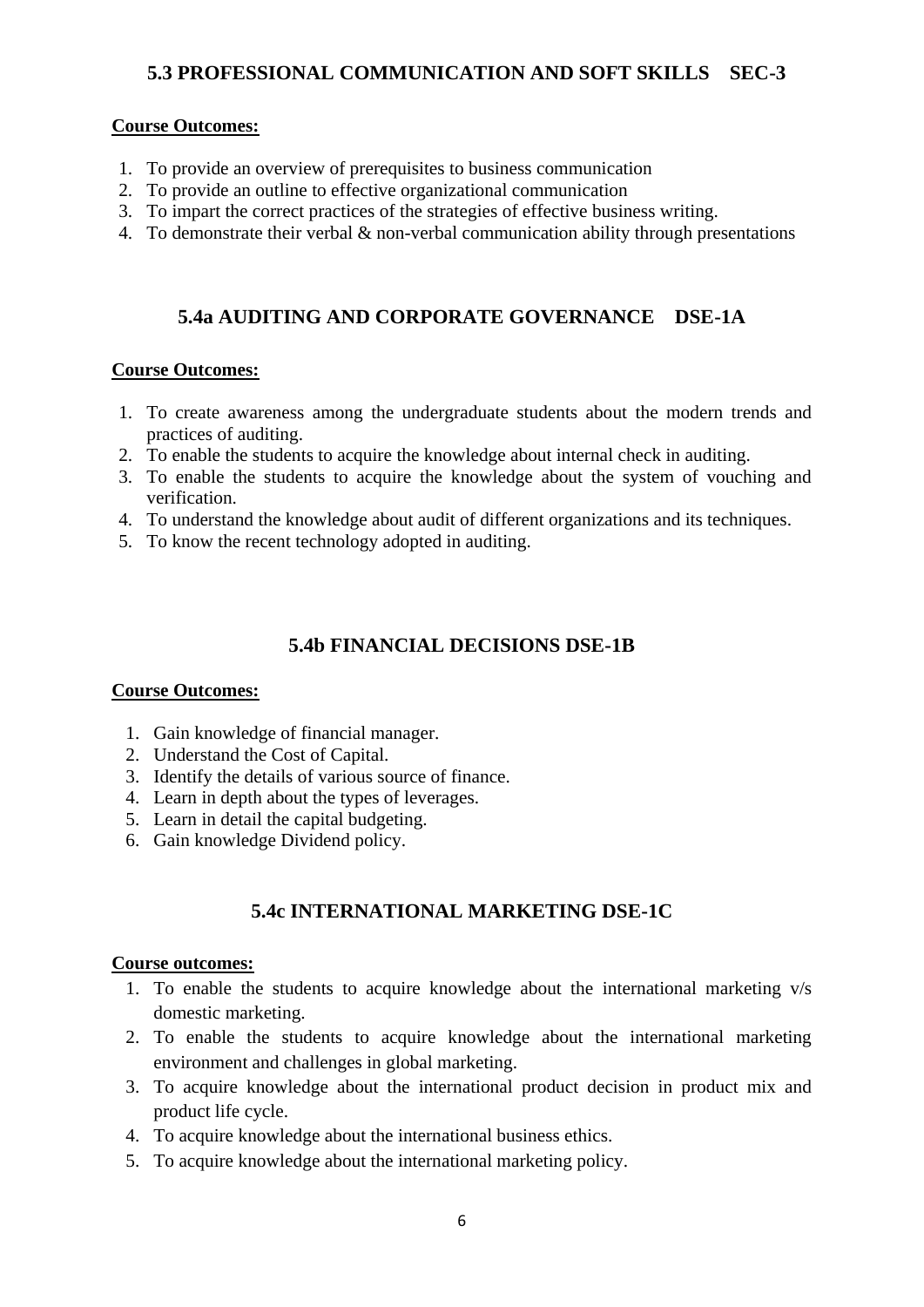## 5.3 PROFESSIONAL COMMUNICATION AND SOFT SKILLS SEC-3

**Course Outcomes:**

1. To provide an overview of prerequisites to business communication
2. To provide an outline to effective organizational communication
3. To impart the correct practices of the strategies of effective business writing.
4. To demonstrate their verbal & non-verbal communication ability through presentations

## 5.4a AUDITING AND CORPORATE GOVERNANCE DSE-1A

**Course Outcomes:**

1. To create awareness among the undergraduate students about the modern trends and practices of auditing.
2. To enable the students to acquire the knowledge about internal check in auditing.
3. To enable the students to acquire the knowledge about the system of vouching and verification.
4. To understand the knowledge about audit of different organizations and its techniques.
5. To know the recent technology adopted in auditing.

## 5.4b FINANCIAL DECISIONS DSE-1B

**Course Outcomes:**

1. Gain knowledge of financial manager.
2. Understand the Cost of Capital.
3. Identify the details of various source of finance.
4. Learn in depth about the types of leverages.
5. Learn in detail the capital budgeting.
6. Gain knowledge Dividend policy.

## 5.4c INTERNATIONAL MARKETING DSE-1C

**Course outcomes:**

1. To enable the students to acquire knowledge about the international marketing v/s domestic marketing.
2. To enable the students to acquire knowledge about the international marketing environment and challenges in global marketing.
3. To acquire knowledge about the international product decision in product mix and product life cycle.
4. To acquire knowledge about the international business ethics.
5. To acquire knowledge about the international marketing policy.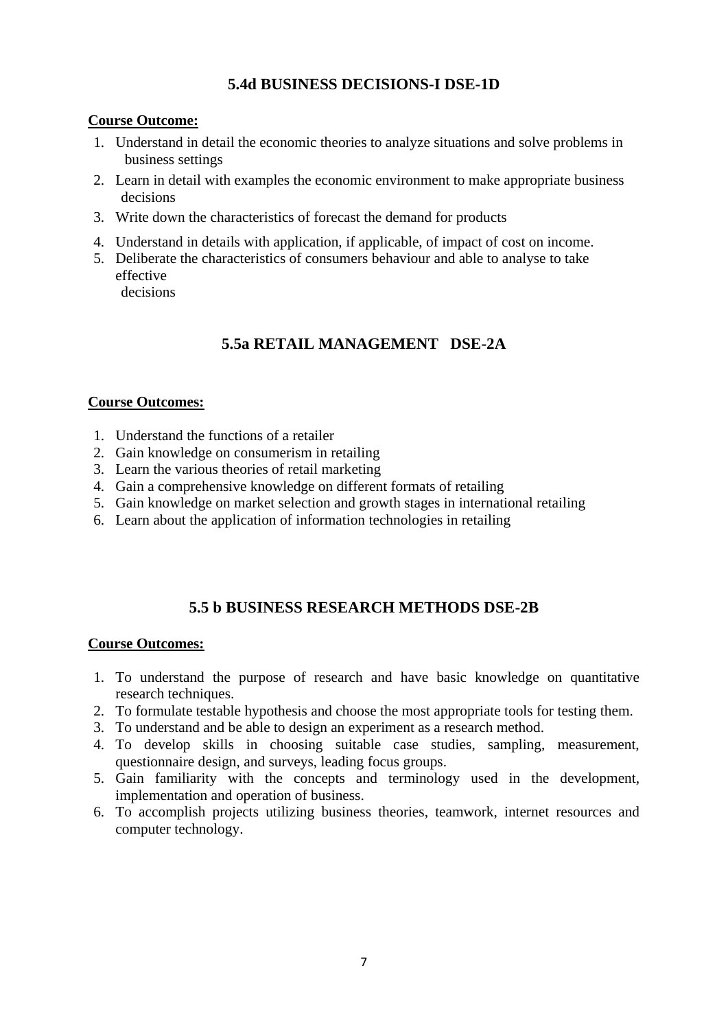## 5.4d BUSINESS DECISIONS-I DSE-1D

**Course Outcome:**

1. Understand in detail the economic theories to analyze situations and solve problems in business settings
2. Learn in detail with examples the economic environment to make appropriate business decisions
3. Write down the characteristics of forecast the demand for products
4. Understand in details with application, if applicable, of impact of cost on income.
5. Deliberate the characteristics of consumers behaviour and able to analyse to take effective decisions

## 5.5a RETAIL MANAGEMENT DSE-2A

**Course Outcomes:**

1. Understand the functions of a retailer
2. Gain knowledge on consumerism in retailing
3. Learn the various theories of retail marketing
4. Gain a comprehensive knowledge on different formats of retailing
5. Gain knowledge on market selection and growth stages in international retailing
6. Learn about the application of information technologies in retailing

## 5.5 b BUSINESS RESEARCH METHODS DSE-2B

**Course Outcomes:**

1. To understand the purpose of research and have basic knowledge on quantitative research techniques.
2. To formulate testable hypothesis and choose the most appropriate tools for testing them.
3. To understand and be able to design an experiment as a research method.
4. To develop skills in choosing suitable case studies, sampling, measurement, questionnaire design, and surveys, leading focus groups.
5. Gain familiarity with the concepts and terminology used in the development, implementation and operation of business.
6. To accomplish projects utilizing business theories, teamwork, internet resources and computer technology.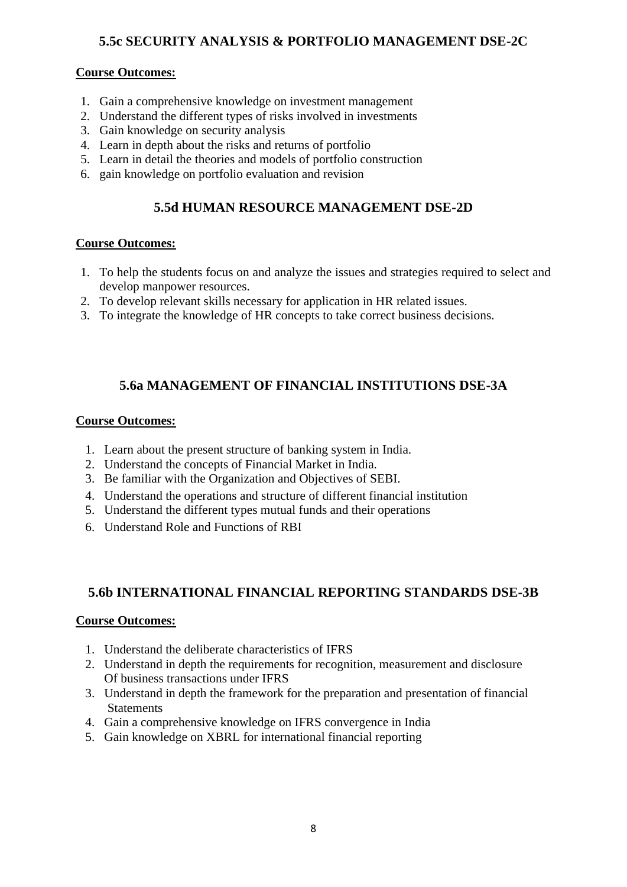## 5.5c SECURITY ANALYSIS & PORTFOLIO MANAGEMENT DSE-2C

**Course Outcomes:**

1. Gain a comprehensive knowledge on investment management
2. Understand the different types of risks involved in investments
3. Gain knowledge on security analysis
4. Learn in depth about the risks and returns of portfolio
5. Learn in detail the theories and models of portfolio construction
6. gain knowledge on portfolio evaluation and revision

## 5.5d HUMAN RESOURCE MANAGEMENT DSE-2D

**Course Outcomes:**

1. To help the students focus on and analyze the issues and strategies required to select and develop manpower resources.
2. To develop relevant skills necessary for application in HR related issues.
3. To integrate the knowledge of HR concepts to take correct business decisions.

## 5.6a MANAGEMENT OF FINANCIAL INSTITUTIONS DSE-3A

**Course Outcomes:**

1. Learn about the present structure of banking system in India.
2. Understand the concepts of Financial Market in India.
3. Be familiar with the Organization and Objectives of SEBI.
4. Understand the operations and structure of different financial institution
5. Understand the different types mutual funds and their operations
6. Understand Role and Functions of RBI

## 5.6b INTERNATIONAL FINANCIAL REPORTING STANDARDS DSE-3B

**Course Outcomes:**

1. Understand the deliberate characteristics of IFRS
2. Understand in depth the requirements for recognition, measurement and disclosure Of business transactions under IFRS
3. Understand in depth the framework for the preparation and presentation of financial Statements
4. Gain a comprehensive knowledge on IFRS convergence in India
5. Gain knowledge on XBRL for international financial reporting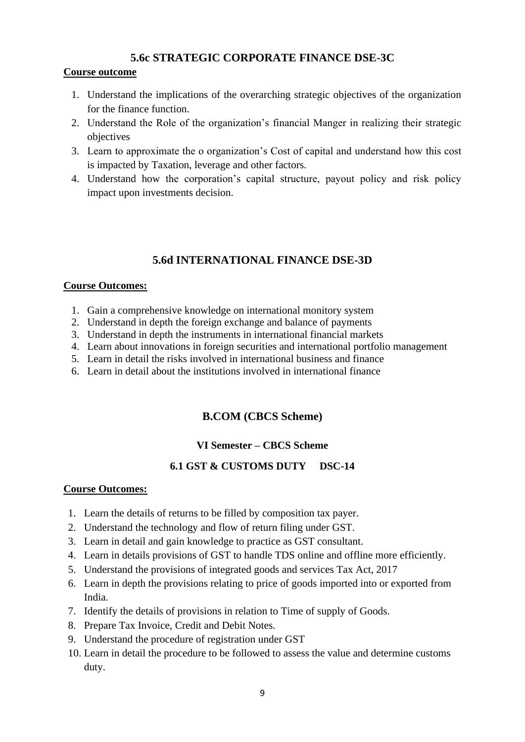## 5.6c STRATEGIC CORPORATE FINANCE DSE-3C

**Course outcome**

1. Understand the implications of the overarching strategic objectives of the organization for the finance function.
2. Understand the Role of the organization's financial Manger in realizing their strategic objectives
3. Learn to approximate the o organization's Cost of capital and understand how this cost is impacted by Taxation, leverage and other factors.
4. Understand how the corporation's capital structure, payout policy and risk policy impact upon investments decision.

## 5.6d INTERNATIONAL FINANCE DSE-3D

**Course Outcomes:**

1. Gain a comprehensive knowledge on international monitory system
2. Understand in depth the foreign exchange and balance of payments
3. Understand in depth the instruments in international financial markets
4. Learn about innovations in foreign securities and international portfolio management
5. Learn in detail the risks involved in international business and finance
6. Learn in detail about the institutions involved in international finance

## B.COM (CBCS Scheme)

### VI Semester – CBCS Scheme

### 6.1 GST & CUSTOMS DUTY DSC-14

**Course Outcomes:**

1. Learn the details of returns to be filled by composition tax payer.
2. Understand the technology and flow of return filing under GST.
3. Learn in detail and gain knowledge to practice as GST consultant.
4. Learn in details provisions of GST to handle TDS online and offline more efficiently.
5. Understand the provisions of integrated goods and services Tax Act, 2017
6. Learn in depth the provisions relating to price of goods imported into or exported from India.
7. Identify the details of provisions in relation to Time of supply of Goods.
8. Prepare Tax Invoice, Credit and Debit Notes.
9. Understand the procedure of registration under GST
10. Learn in detail the procedure to be followed to assess the value and determine customs duty.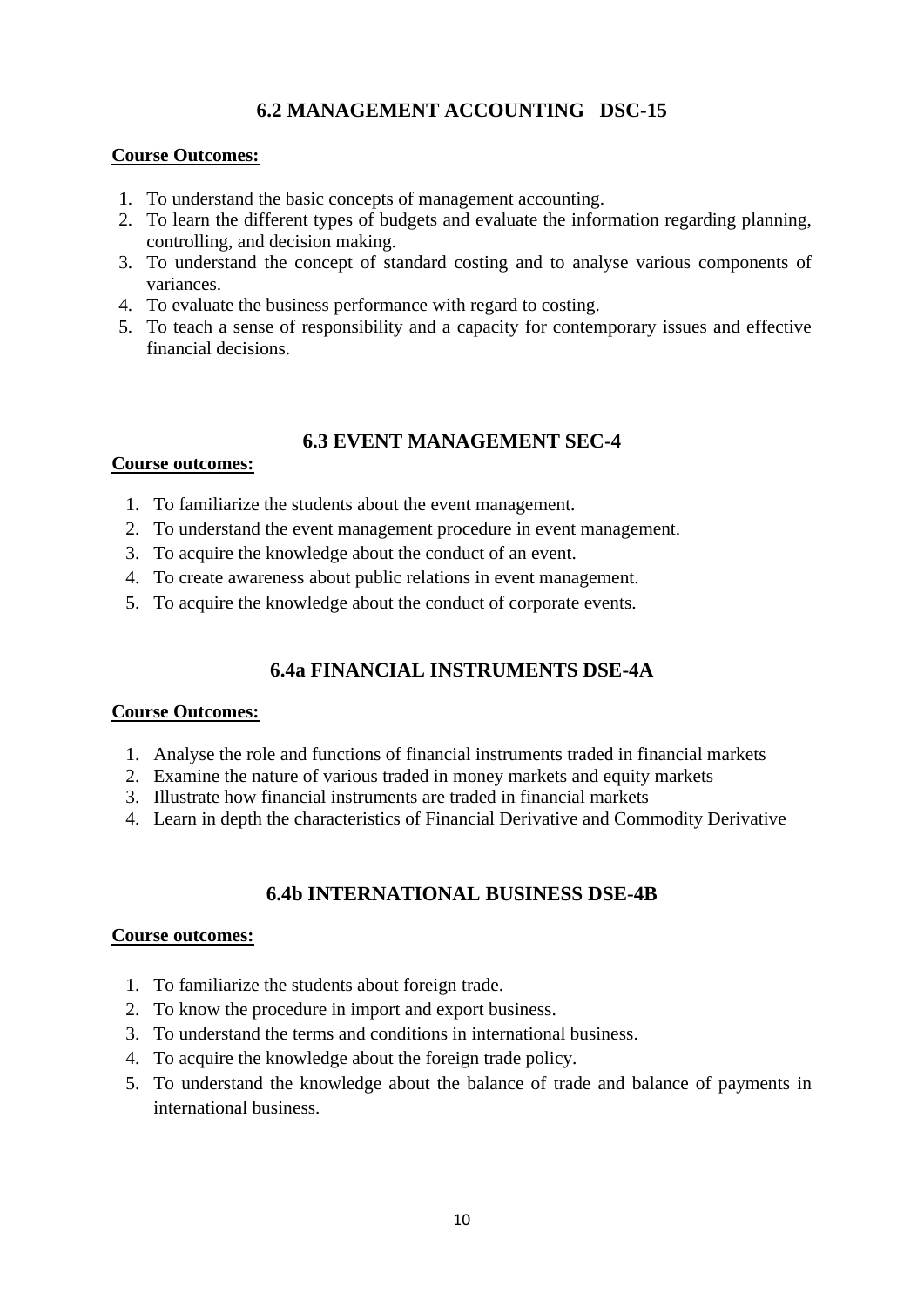## 6.2 MANAGEMENT ACCOUNTING DSC-15

**Course Outcomes:**

1. To understand the basic concepts of management accounting.
2. To learn the different types of budgets and evaluate the information regarding planning, controlling, and decision making.
3. To understand the concept of standard costing and to analyse various components of variances.
4. To evaluate the business performance with regard to costing.
5. To teach a sense of responsibility and a capacity for contemporary issues and effective financial decisions.

## 6.3 EVENT MANAGEMENT SEC-4

**Course outcomes:**

1. To familiarize the students about the event management.
2. To understand the event management procedure in event management.
3. To acquire the knowledge about the conduct of an event.
4. To create awareness about public relations in event management.
5. To acquire the knowledge about the conduct of corporate events.

## 6.4a FINANCIAL INSTRUMENTS DSE-4A

**Course Outcomes:**

1. Analyse the role and functions of financial instruments traded in financial markets
2. Examine the nature of various traded in money markets and equity markets
3. Illustrate how financial instruments are traded in financial markets
4. Learn in depth the characteristics of Financial Derivative and Commodity Derivative

## 6.4b INTERNATIONAL BUSINESS DSE-4B

**Course outcomes:**

1. To familiarize the students about foreign trade.
2. To know the procedure in import and export business.
3. To understand the terms and conditions in international business.
4. To acquire the knowledge about the foreign trade policy.
5. To understand the knowledge about the balance of trade and balance of payments in international business.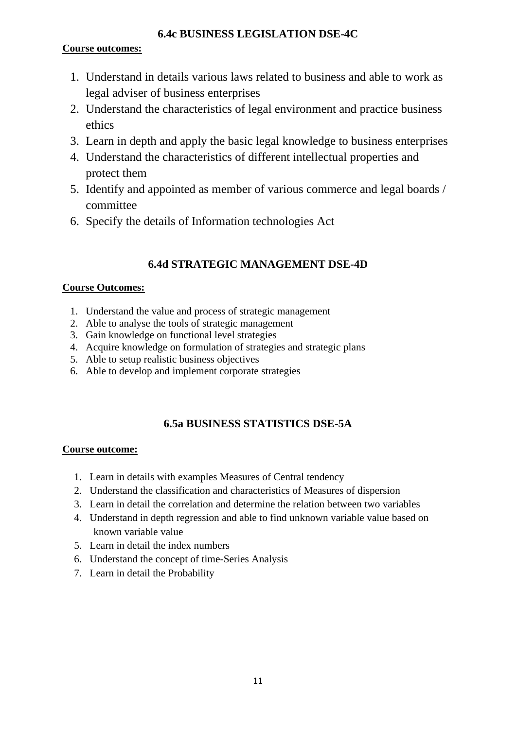## 6.4c BUSINESS LEGISLATION DSE-4C

**Course outcomes:**

1. Understand in details various laws related to business and able to work as legal adviser of business enterprises
2. Understand the characteristics of legal environment and practice business ethics
3. Learn in depth and apply the basic legal knowledge to business enterprises
4. Understand the characteristics of different intellectual properties and protect them
5. Identify and appointed as member of various commerce and legal boards / committee
6. Specify the details of Information technologies Act

## 6.4d STRATEGIC MANAGEMENT DSE-4D

**Course Outcomes:**

1. Understand the value and process of strategic management
2. Able to analyse the tools of strategic management
3. Gain knowledge on functional level strategies
4. Acquire knowledge on formulation of strategies and strategic plans
5. Able to setup realistic business objectives
6. Able to develop and implement corporate strategies

## 6.5a BUSINESS STATISTICS DSE-5A

**Course outcome:**

1. Learn in details with examples Measures of Central tendency
2. Understand the classification and characteristics of Measures of dispersion
3. Learn in detail the correlation and determine the relation between two variables
4. Understand in depth regression and able to find unknown variable value based on known variable value
5. Learn in detail the index numbers
6. Understand the concept of time-Series Analysis
7. Learn in detail the Probability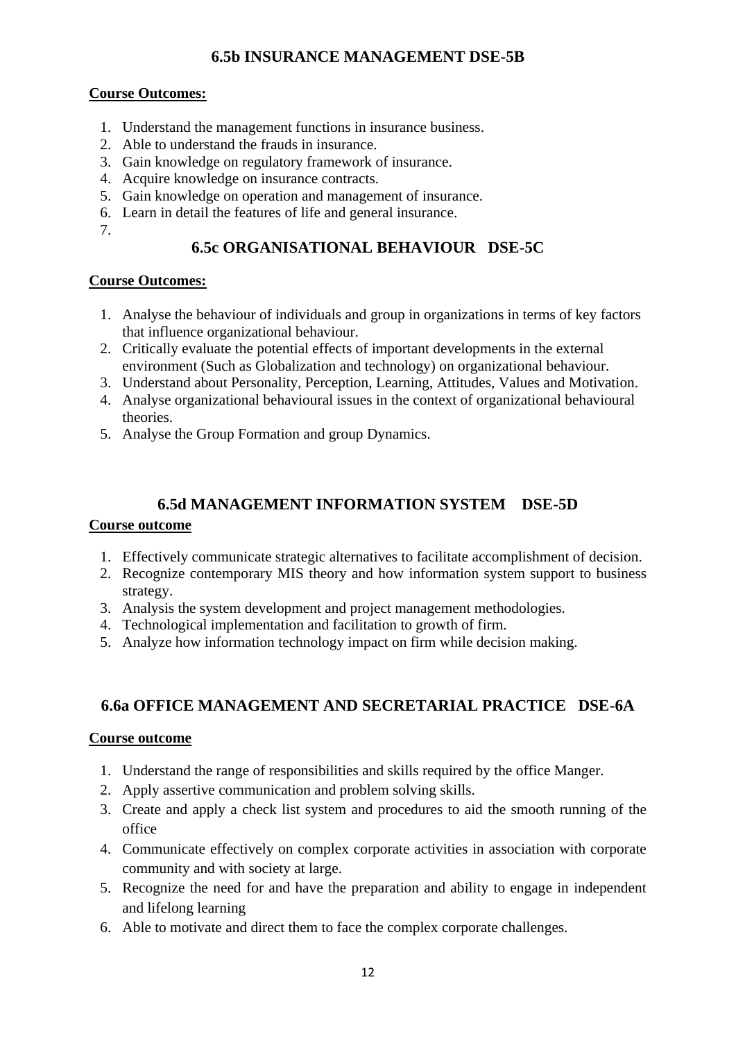## 6.5b INSURANCE MANAGEMENT DSE-5B

**Course Outcomes:**

1. Understand the management functions in insurance business.
2. Able to understand the frauds in insurance.
3. Gain knowledge on regulatory framework of insurance.
4. Acquire knowledge on insurance contracts.
5. Gain knowledge on operation and management of insurance.
6. Learn in detail the features of life and general insurance.
7.

## 6.5c ORGANISATIONAL BEHAVIOUR DSE-5C

**Course Outcomes:**

1. Analyse the behaviour of individuals and group in organizations in terms of key factors that influence organizational behaviour.
2. Critically evaluate the potential effects of important developments in the external environment (Such as Globalization and technology) on organizational behaviour.
3. Understand about Personality, Perception, Learning, Attitudes, Values and Motivation.
4. Analyse organizational behavioural issues in the context of organizational behavioural theories.
5. Analyse the Group Formation and group Dynamics.

## 6.5d MANAGEMENT INFORMATION SYSTEM DSE-5D

**Course outcome**

1. Effectively communicate strategic alternatives to facilitate accomplishment of decision.
2. Recognize contemporary MIS theory and how information system support to business strategy.
3. Analysis the system development and project management methodologies.
4. Technological implementation and facilitation to growth of firm.
5. Analyze how information technology impact on firm while decision making.

## 6.6a OFFICE MANAGEMENT AND SECRETARIAL PRACTICE DSE-6A

**Course outcome**

1. Understand the range of responsibilities and skills required by the office Manger.
2. Apply assertive communication and problem solving skills.
3. Create and apply a check list system and procedures to aid the smooth running of the office
4. Communicate effectively on complex corporate activities in association with corporate community and with society at large.
5. Recognize the need for and have the preparation and ability to engage in independent and lifelong learning
6. Able to motivate and direct them to face the complex corporate challenges.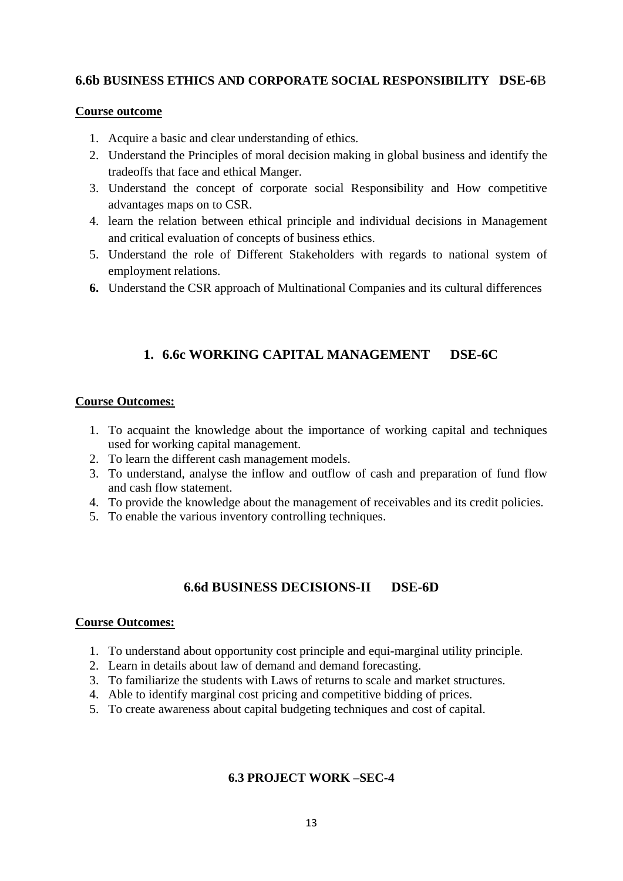### 6.6b BUSINESS ETHICS AND CORPORATE SOCIAL RESPONSIBILITY DSE-6B

**Course outcome**

1. Acquire a basic and clear understanding of ethics.
2. Understand the Principles of moral decision making in global business and identify the tradeoffs that face and ethical Manger.
3. Understand the concept of corporate social Responsibility and How competitive advantages maps on to CSR.
4. learn the relation between ethical principle and individual decisions in Management and critical evaluation of concepts of business ethics.
5. Understand the role of Different Stakeholders with regards to national system of employment relations.
6. Understand the CSR approach of Multinational Companies and its cultural differences

### 1. 6.6c WORKING CAPITAL MANAGEMENT DSE-6C

**Course Outcomes:**

1. To acquaint the knowledge about the importance of working capital and techniques used for working capital management.
2. To learn the different cash management models.
3. To understand, analyse the inflow and outflow of cash and preparation of fund flow and cash flow statement.
4. To provide the knowledge about the management of receivables and its credit policies.
5. To enable the various inventory controlling techniques.

### 6.6d BUSINESS DECISIONS-II DSE-6D

**Course Outcomes:**

1. To understand about opportunity cost principle and equi-marginal utility principle.
2. Learn in details about law of demand and demand forecasting.
3. To familiarize the students with Laws of returns to scale and market structures.
4. Able to identify marginal cost pricing and competitive bidding of prices.
5. To create awareness about capital budgeting techniques and cost of capital.

### 6.3 PROJECT WORK –SEC-4